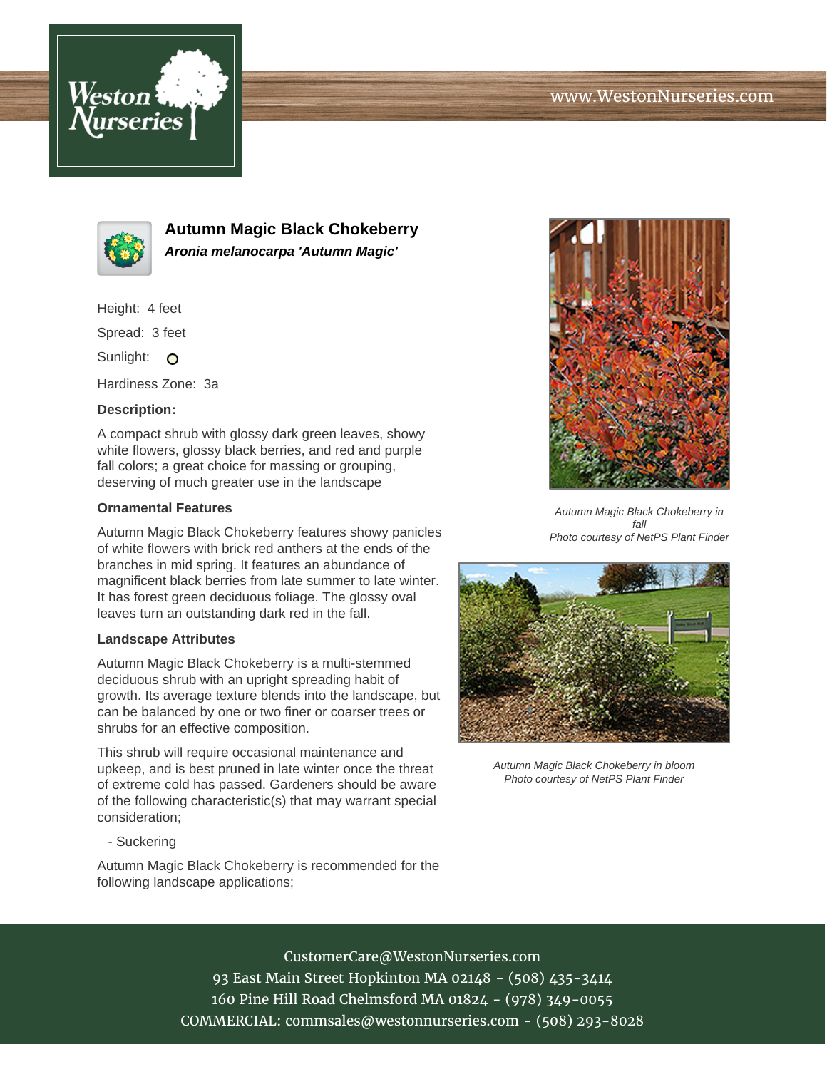# Autumn Magic Black Chokeberry

***Aronia melanocarpa 'Autumn Magic'***

Height: 4 feet

Spread: 3 feet

Sunlight: O

Hardiness Zone: 3a

**Description:**

A compact shrub with glossy dark green leaves, showy white flowers, glossy black berries, and red and purple fall colors; a great choice for massing or grouping, deserving of much greater use in the landscape

**Ornamental Features**

Autumn Magic Black Chokeberry features showy panicles of white flowers with brick red anthers at the ends of the branches in mid spring. It features an abundance of magnificent black berries from late summer to late winter. It has forest green deciduous foliage. The glossy oval leaves turn an outstanding dark red in the fall.

**Landscape Attributes**

Autumn Magic Black Chokeberry is a multi-stemmed deciduous shrub with an upright spreading habit of growth. Its average texture blends into the landscape, but can be balanced by one or two finer or coarser trees or shrubs for an effective composition.

This shrub will require occasional maintenance and upkeep, and is best pruned in late winter once the threat of extreme cold has passed. Gardeners should be aware of the following characteristic(s) that may warrant special consideration;

- Suckering

Autumn Magic Black Chokeberry is recommended for the following landscape applications;

*Autumn Magic Black Chokeberry in fall*
*Photo courtesy of NetPS Plant Finder*

*Autumn Magic Black Chokeberry in bloom*
*Photo courtesy of NetPS Plant Finder*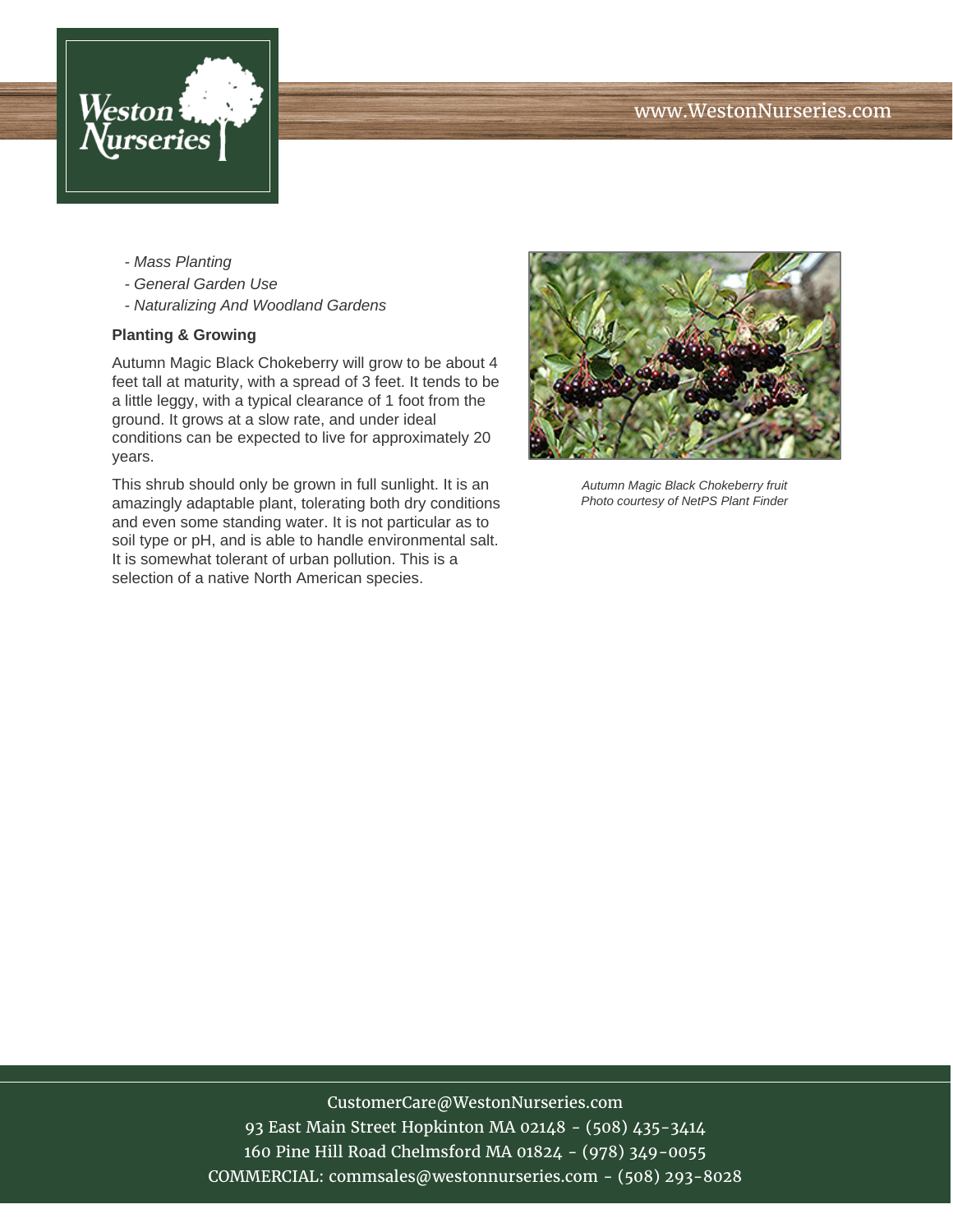- *Mass Planting*
- *General Garden Use*
- *Naturalizing And Woodland Gardens*

**Planting & Growing**

Autumn Magic Black Chokeberry will grow to be about 4 feet tall at maturity, with a spread of 3 feet. It tends to be a little leggy, with a typical clearance of 1 foot from the ground. It grows at a slow rate, and under ideal conditions can be expected to live for approximately 20 years.

This shrub should only be grown in full sunlight. It is an amazingly adaptable plant, tolerating both dry conditions and even some standing water. It is not particular as to soil type or pH, and is able to handle environmental salt. It is somewhat tolerant of urban pollution. This is a selection of a native North American species.

*Autumn Magic Black Chokeberry fruit*
*Photo courtesy of NetPS Plant Finder*